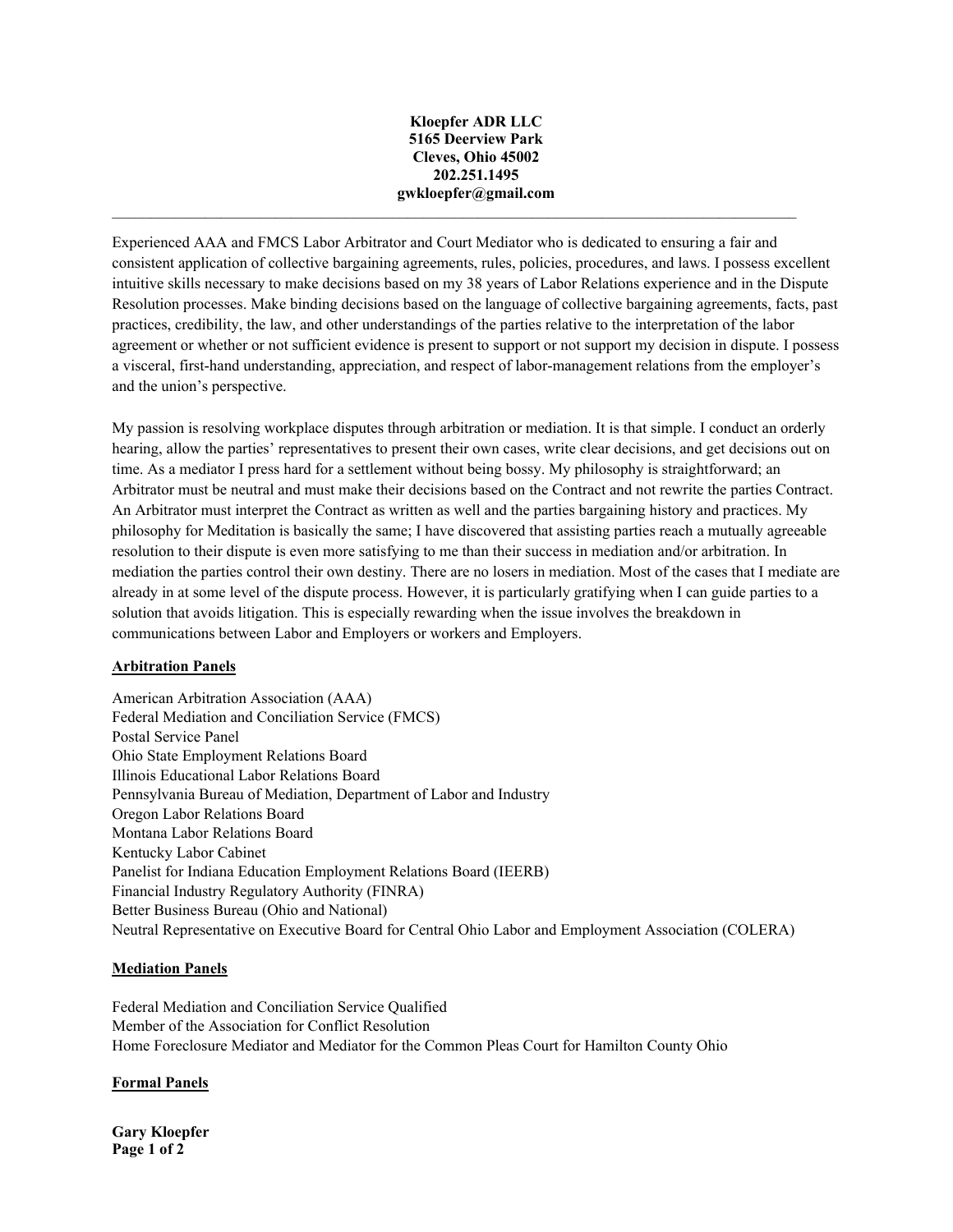**Kloepfer ADR LLC**
**5165 Deerview Park**
**Cleves, Ohio 45002**
**202.251.1495**
**gwkloepfer@gmail.com**

---

Experienced AAA and FMCS Labor Arbitrator and Court Mediator who is dedicated to ensuring a fair and consistent application of collective bargaining agreements, rules, policies, procedures, and laws. I possess excellent intuitive skills necessary to make decisions based on my 38 years of Labor Relations experience and in the Dispute Resolution processes. Make binding decisions based on the language of collective bargaining agreements, facts, past practices, credibility, the law, and other understandings of the parties relative to the interpretation of the labor agreement or whether or not sufficient evidence is present to support or not support my decision in dispute. I possess a visceral, first-hand understanding, appreciation, and respect of labor-management relations from the employer's and the union's perspective.

My passion is resolving workplace disputes through arbitration or mediation. It is that simple. I conduct an orderly hearing, allow the parties' representatives to present their own cases, write clear decisions, and get decisions out on time. As a mediator I press hard for a settlement without being bossy. My philosophy is straightforward; an Arbitrator must be neutral and must make their decisions based on the Contract and not rewrite the parties Contract. An Arbitrator must interpret the Contract as written as well and the parties bargaining history and practices. My philosophy for Meditation is basically the same; I have discovered that assisting parties reach a mutually agreeable resolution to their dispute is even more satisfying to me than their success in mediation and/or arbitration. In mediation the parties control their own destiny. There are no losers in mediation. Most of the cases that I mediate are already in at some level of the dispute process. However, it is particularly gratifying when I can guide parties to a solution that avoids litigation. This is especially rewarding when the issue involves the breakdown in communications between Labor and Employers or workers and Employers.

## Arbitration Panels

American Arbitration Association (AAA)
Federal Mediation and Conciliation Service (FMCS)
Postal Service Panel
Ohio State Employment Relations Board
Illinois Educational Labor Relations Board
Pennsylvania Bureau of Mediation, Department of Labor and Industry
Oregon Labor Relations Board
Montana Labor Relations Board
Kentucky Labor Cabinet
Panelist for Indiana Education Employment Relations Board (IEERB)
Financial Industry Regulatory Authority (FINRA)
Better Business Bureau (Ohio and National)
Neutral Representative on Executive Board for Central Ohio Labor and Employment Association (COLERA)

## Mediation Panels

Federal Mediation and Conciliation Service Qualified
Member of the Association for Conflict Resolution
Home Foreclosure Mediator and Mediator for the Common Pleas Court for Hamilton County Ohio

## Formal Panels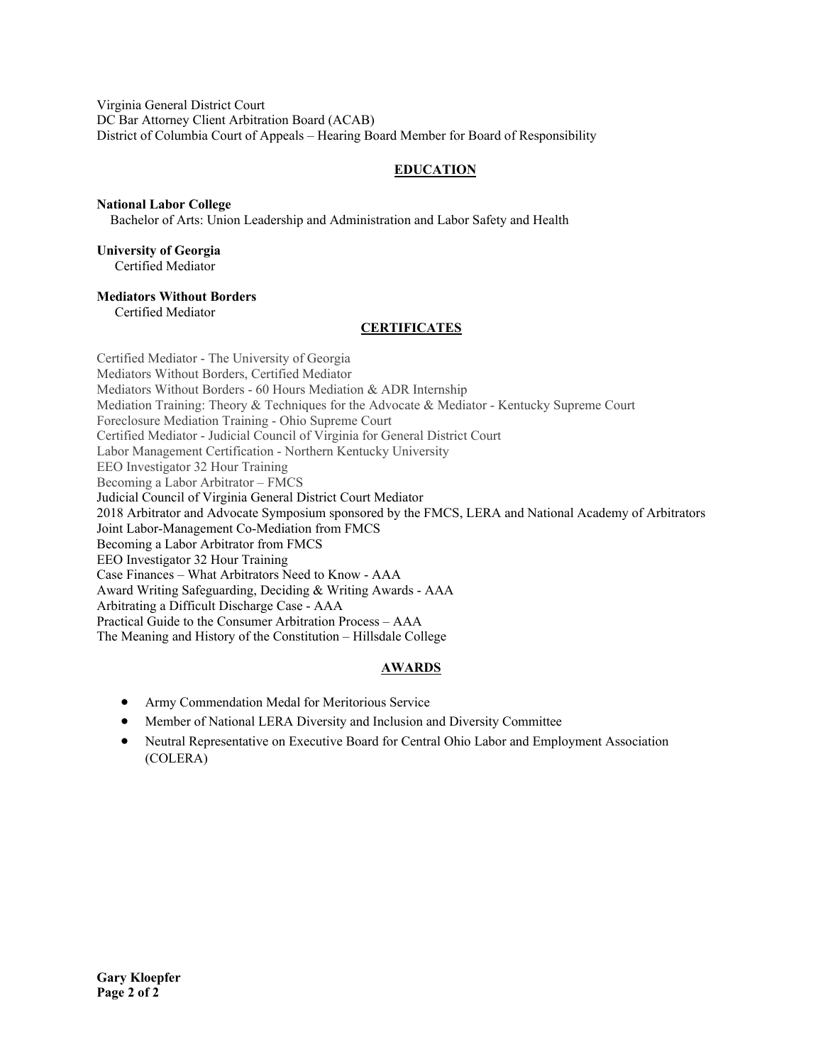Virginia General District Court
DC Bar Attorney Client Arbitration Board (ACAB)
District of Columbia Court of Appeals – Hearing Board Member for Board of Responsibility

## EDUCATION

**National Labor College**
Bachelor of Arts: Union Leadership and Administration and Labor Safety and Health

**University of Georgia**
Certified Mediator

**Mediators Without Borders**
Certified Mediator

## CERTIFICATES

Certified Mediator - The University of Georgia
Mediators Without Borders, Certified Mediator
Mediators Without Borders - 60 Hours Mediation & ADR Internship
Mediation Training: Theory & Techniques for the Advocate & Mediator - Kentucky Supreme Court
Foreclosure Mediation Training - Ohio Supreme Court
Certified Mediator - Judicial Council of Virginia for General District Court
Labor Management Certification - Northern Kentucky University
EEO Investigator 32 Hour Training
Becoming a Labor Arbitrator – FMCS
Judicial Council of Virginia General District Court Mediator
2018 Arbitrator and Advocate Symposium sponsored by the FMCS, LERA and National Academy of Arbitrators
Joint Labor-Management Co-Mediation from FMCS
Becoming a Labor Arbitrator from FMCS
EEO Investigator 32 Hour Training
Case Finances – What Arbitrators Need to Know - AAA
Award Writing Safeguarding, Deciding & Writing Awards - AAA
Arbitrating a Difficult Discharge Case - AAA
Practical Guide to the Consumer Arbitration Process – AAA
The Meaning and History of the Constitution – Hillsdale College

## AWARDS

- Army Commendation Medal for Meritorious Service
- Member of National LERA Diversity and Inclusion and Diversity Committee
- Neutral Representative on Executive Board for Central Ohio Labor and Employment Association (COLERA)